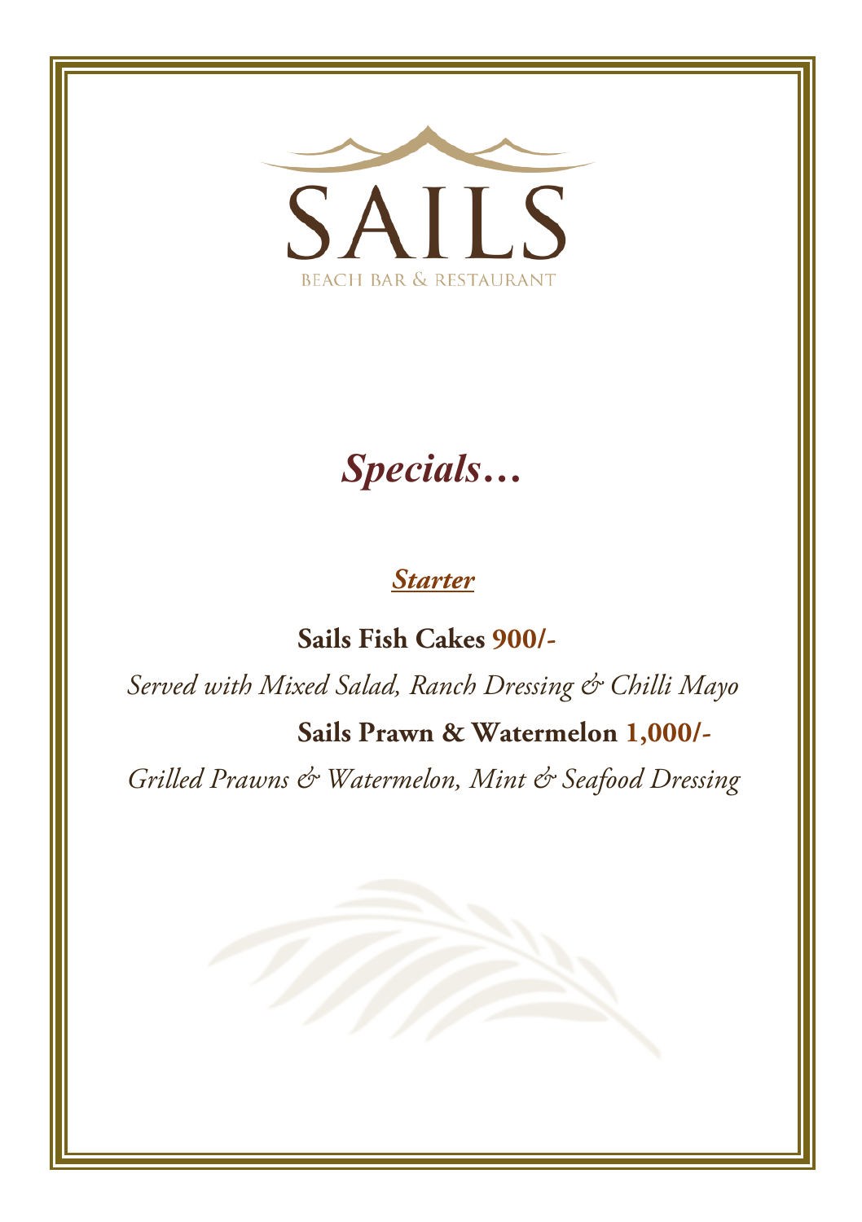# SAILS

BEACH BAR & RESTAURANT

## *Specials…*

### *Starter*

**Sails Fish Cakes 900/-**

*Served with Mixed Salad, Ranch Dressing & Chilli Mayo*

**Sails Prawn & Watermelon 1,000/-**

*Grilled Prawns & Watermelon, Mint & Seafood Dressing*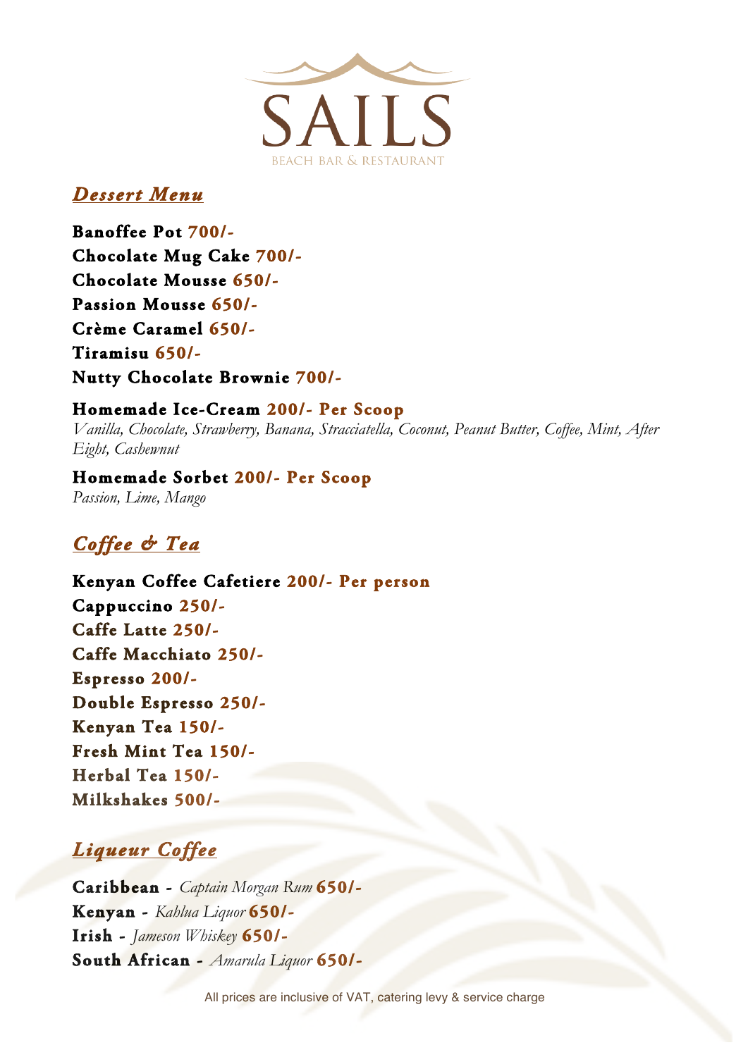# SAILS

BEACH BAR & RESTAURANT

## *Dessert Menu*

**Banoffee Pot** **700/-**
**Chocolate Mug Cake** **700/-**
**Chocolate Mousse** **650/-**
**Passion Mousse** **650/-**
**Crème Caramel** **650/-**
**Tiramisu** **650/-**
**Nutty Chocolate Brownie** **700/-**

**Homemade Ice-Cream** **200/- Per Scoop**
*Vanilla, Chocolate, Strawberry, Banana, Stracciatella, Coconut, Peanut Butter, Coffee, Mint, After Eight, Cashewnut*

**Homemade Sorbet** **200/- Per Scoop**
*Passion, Lime, Mango*

## *Coffee & Tea*

**Kenyan Coffee Cafetiere** **200/- Per person**
**Cappuccino** **250/-**
**Caffe Latte** **250/-**
**Caffe Macchiato** **250/-**
**Espresso** **200/-**
**Double Espresso** **250/-**
**Kenyan Tea** **150/-**
**Fresh Mint Tea** **150/-**
**Herbal Tea** **150/-**
**Milkshakes** **500/-**

## *Liqueur Coffee*

**Caribbean** - *Captain Morgan Rum* **650/-**
**Kenyan** - *Kahlua Liquor* **650/-**
**Irish** - *Jameson Whiskey* **650/-**
**South African** - *Amarula Liquor* **650/-**

All prices are inclusive of VAT, catering levy & service charge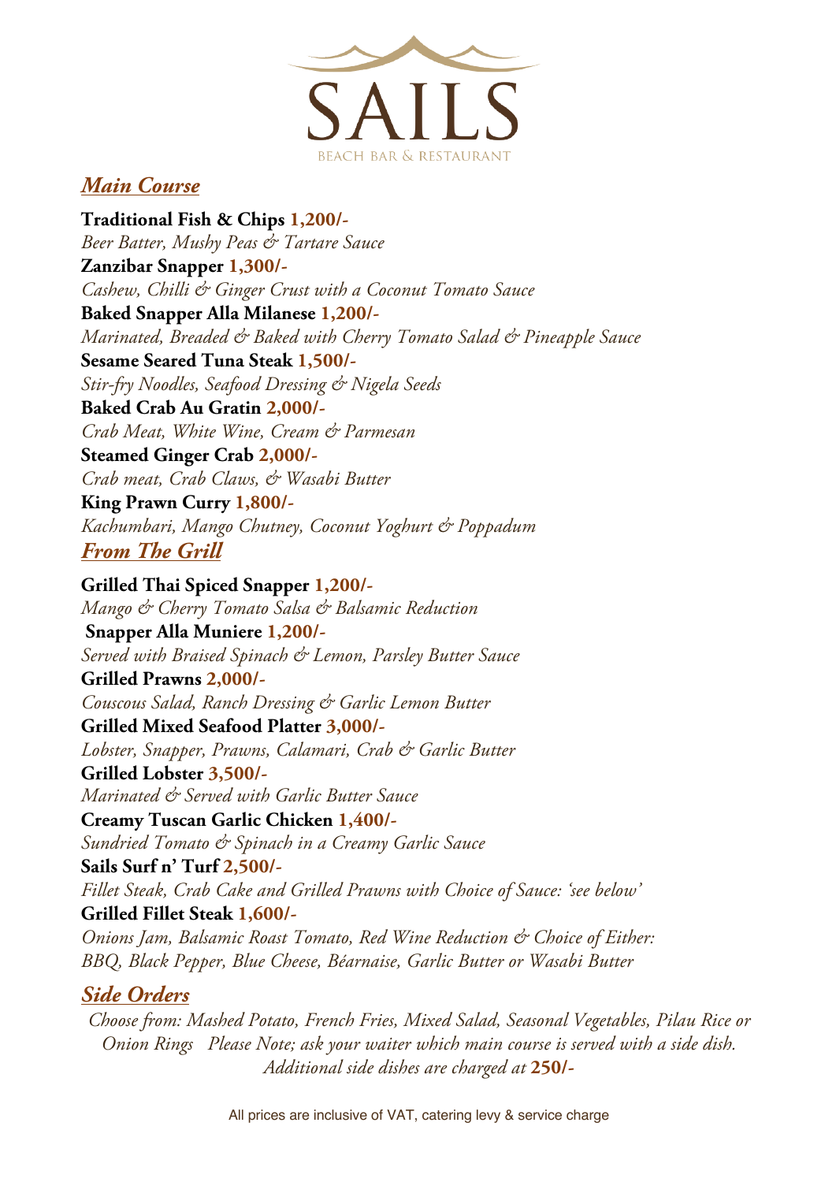# SAILS

BEACH BAR & RESTAURANT

## *Main Course*

**Traditional Fish & Chips 1,200/-**
*Beer Batter, Mushy Peas & Tartare Sauce*

**Zanzibar Snapper 1,300/-**
*Cashew, Chilli & Ginger Crust with a Coconut Tomato Sauce*

**Baked Snapper Alla Milanese 1,200/-**
*Marinated, Breaded & Baked with Cherry Tomato Salad & Pineapple Sauce*

**Sesame Seared Tuna Steak 1,500/-**
*Stir-fry Noodles, Seafood Dressing & Nigela Seeds*

**Baked Crab Au Gratin 2,000/-**
*Crab Meat, White Wine, Cream & Parmesan*

**Steamed Ginger Crab 2,000/-**
*Crab meat, Crab Claws, & Wasabi Butter*

**King Prawn Curry 1,800/-**
*Kachumbari, Mango Chutney, Coconut Yoghurt & Poppadum*

## *From The Grill*

**Grilled Thai Spiced Snapper 1,200/-**
*Mango & Cherry Tomato Salsa & Balsamic Reduction*

**Snapper Alla Muniere 1,200/-**
*Served with Braised Spinach & Lemon, Parsley Butter Sauce*

**Grilled Prawns 2,000/-**
*Couscous Salad, Ranch Dressing & Garlic Lemon Butter*

**Grilled Mixed Seafood Platter 3,000/-**
*Lobster, Snapper, Prawns, Calamari, Crab & Garlic Butter*

**Grilled Lobster 3,500/-**
*Marinated & Served with Garlic Butter Sauce*

**Creamy Tuscan Garlic Chicken 1,400/-**
*Sundried Tomato & Spinach in a Creamy Garlic Sauce*

**Sails Surf n' Turf 2,500/-**
*Fillet Steak, Crab Cake and Grilled Prawns with Choice of Sauce: 'see below'*

**Grilled Fillet Steak 1,600/-**
*Onions Jam, Balsamic Roast Tomato, Red Wine Reduction & Choice of Either: BBQ, Black Pepper, Blue Cheese, Béarnaise, Garlic Butter or Wasabi Butter*

## *Side Orders*

*Choose from: Mashed Potato, French Fries, Mixed Salad, Seasonal Vegetables, Pilau Rice or Onion Rings Please Note; ask your waiter which main course is served with a side dish. Additional side dishes are charged at* **250/-**

All prices are inclusive of VAT, catering levy & service charge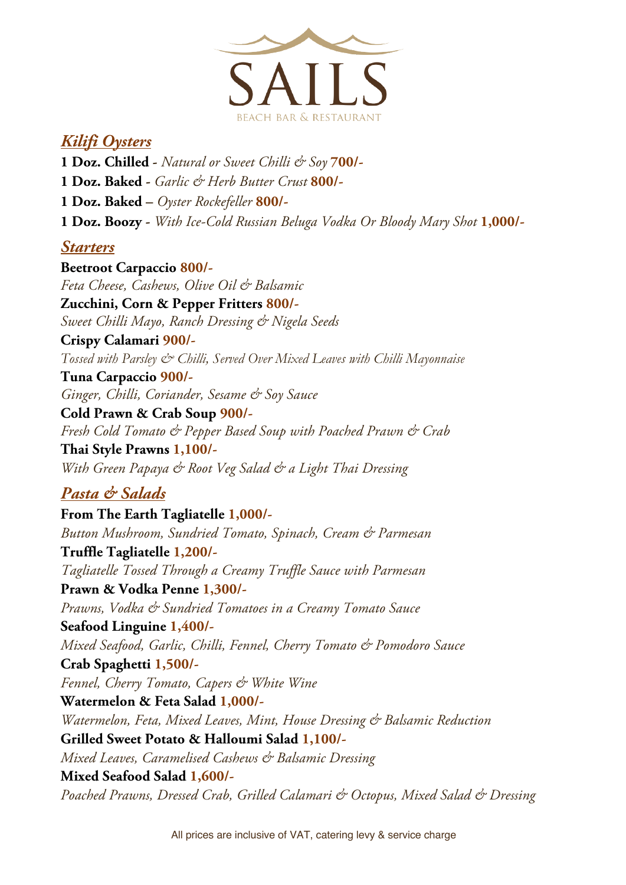# SAILS

BEACH BAR & RESTAURANT

## *Kilifi Oysters*

**1 Doz. Chilled** - *Natural or Sweet Chilli & Soy* **700/-**

**1 Doz. Baked** - *Garlic & Herb Butter Crust* **800/-**

**1 Doz. Baked** – *Oyster Rockefeller* **800/-**

**1 Doz. Boozy** - *With Ice-Cold Russian Beluga Vodka Or Bloody Mary Shot* **1,000/-**

## *Starters*

**Beetroot Carpaccio 800/-**
*Feta Cheese, Cashews, Olive Oil & Balsamic*

**Zucchini, Corn & Pepper Fritters 800/-**
*Sweet Chilli Mayo, Ranch Dressing & Nigela Seeds*

**Crispy Calamari 900/-**
*Tossed with Parsley & Chilli, Served Over Mixed Leaves with Chilli Mayonnaise*

**Tuna Carpaccio 900/-**
*Ginger, Chilli, Coriander, Sesame & Soy Sauce*

**Cold Prawn & Crab Soup 900/-**
*Fresh Cold Tomato & Pepper Based Soup with Poached Prawn & Crab*

**Thai Style Prawns 1,100/-**
*With Green Papaya & Root Veg Salad & a Light Thai Dressing*

## *Pasta & Salads*

**From The Earth Tagliatelle 1,000/-**
*Button Mushroom, Sundried Tomato, Spinach, Cream & Parmesan*

**Truffle Tagliatelle 1,200/-**
*Tagliatelle Tossed Through a Creamy Truffle Sauce with Parmesan*

**Prawn & Vodka Penne 1,300/-**
*Prawns, Vodka & Sundried Tomatoes in a Creamy Tomato Sauce*

**Seafood Linguine 1,400/-**
*Mixed Seafood, Garlic, Chilli, Fennel, Cherry Tomato & Pomodoro Sauce*

**Crab Spaghetti 1,500/-**
*Fennel, Cherry Tomato, Capers & White Wine*

**Watermelon & Feta Salad 1,000/-**
*Watermelon, Feta, Mixed Leaves, Mint, House Dressing & Balsamic Reduction*

**Grilled Sweet Potato & Halloumi Salad 1,100/-**
*Mixed Leaves, Caramelised Cashews & Balsamic Dressing*

**Mixed Seafood Salad 1,600/-**
*Poached Prawns, Dressed Crab, Grilled Calamari & Octopus, Mixed Salad & Dressing*

All prices are inclusive of VAT, catering levy & service charge